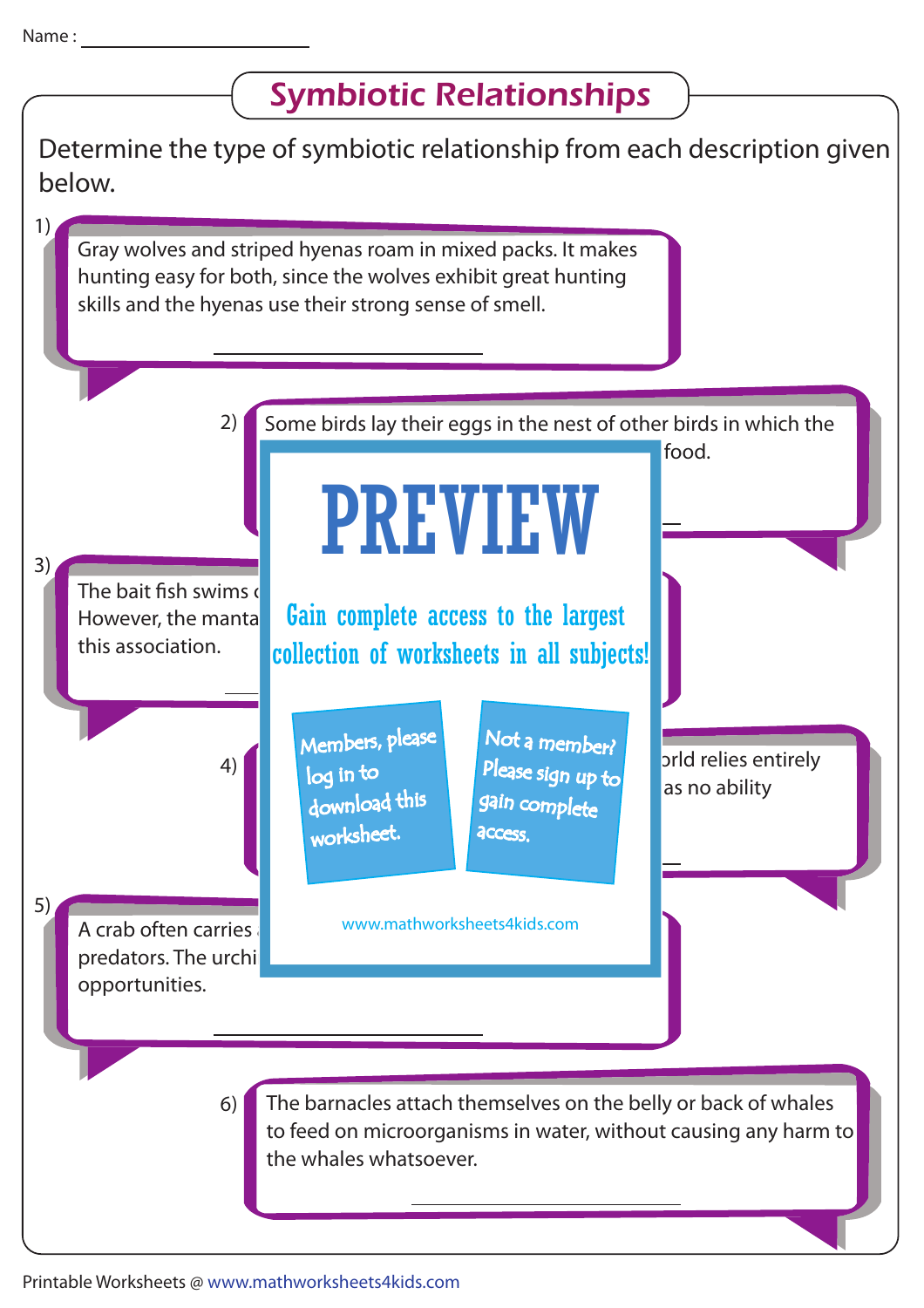Name : ____________________

# Symbiotic Relationships

Determine the type of symbiotic relationship from each description given below.

1) Gray wolves and striped hyenas roam in mixed packs. It makes hunting easy for both, since the wolves exhibit great hunting skills and the hyenas use their strong sense of smell.

____________________

2) Some birds lay their eggs in the nest of other birds in which the ... food.

____________________

3) The bait fish swims ... However, the manta ... this association.

____________________

4) ... orld relies entirely ... as no ability

____________________

5) A crab often carries ... predators. The urchi... opportunities.

____________________

6) The barnacles attach themselves on the belly or back of whales to feed on microorganisms in water, without causing any harm to the whales whatsoever.

____________________

PREVIEW

Gain complete access to the largest collection of worksheets in all subjects!

Members, please log in to download this worksheet.

Not a member? Please sign up to gain complete access.

www.mathworksheets4kids.com

Printable Worksheets @ www.mathworksheets4kids.com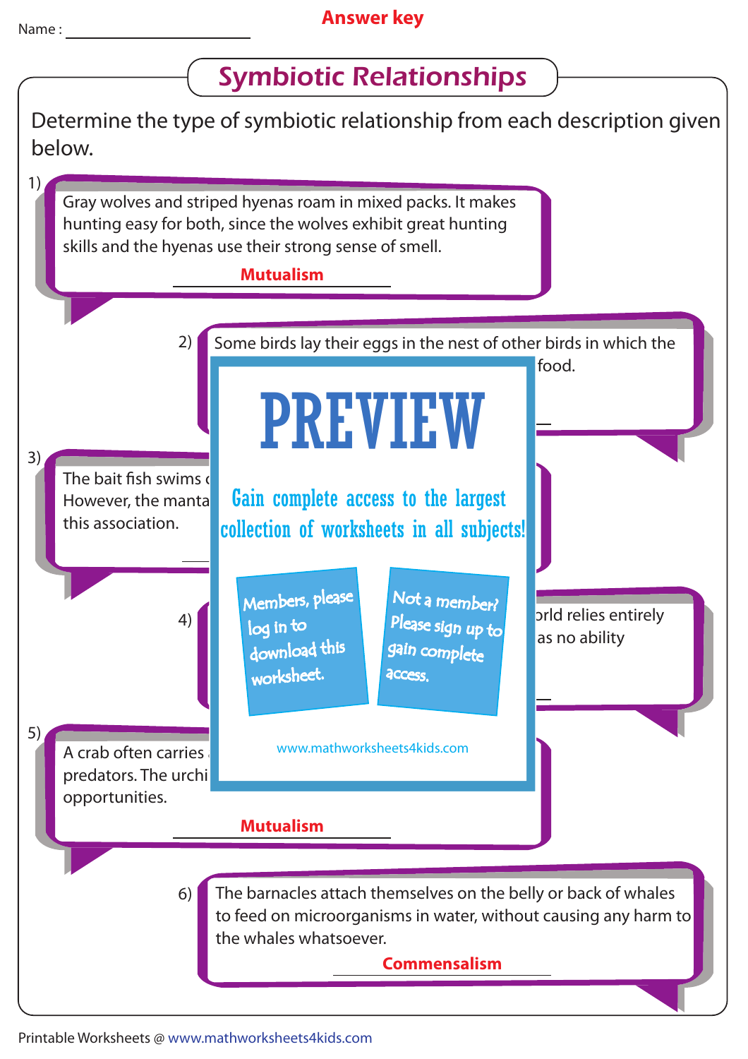Name : ____________________

Answer key

# Symbiotic Relationships

Determine the type of symbiotic relationship from each description given below.

1) Gray wolves and striped hyenas roam in mixed packs. It makes hunting easy for both, since the wolves exhibit great hunting skills and the hyenas use their strong sense of smell.

**Mutualism**

2) Some birds lay their eggs in the nest of other birds in which the ... food.

3) The bait fish swims ... However, the manta ... this association.

4) ... orld relies entirely ... as no ability

5) A crab often carries ... predators. The urchi... opportunities.

**Mutualism**

6) The barnacles attach themselves on the belly or back of whales to feed on microorganisms in water, without causing any harm to the whales whatsoever.

**Commensalism**

PREVIEW

Gain complete access to the largest collection of worksheets in all subjects!

Members, please log in to download this worksheet.

Not a member? Please sign up to gain complete access.

www.mathworksheets4kids.com

Printable Worksheets @ www.mathworksheets4kids.com